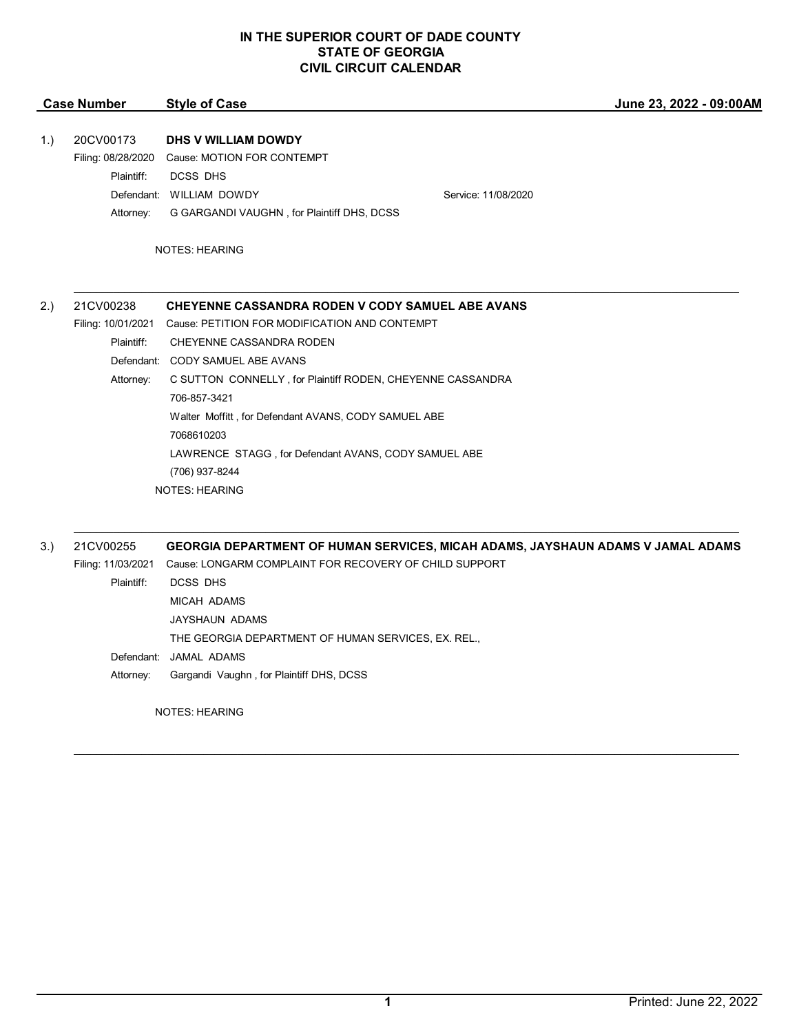# IN THE SUPERIOR COURT OF DADE COUNTY
## STATE OF GEORGIA
## CIVIL CIRCUIT CALENDAR

**Case Number** | **Style of Case** | **June 23, 2022 - 09:00AM**

---

1.) 20CV00173 **DHS V WILLIAM DOWDY**

Filing: 08/28/2020 Cause: MOTION FOR CONTEMPT

Plaintiff: DCSS DHS

Defendant: WILLIAM DOWDY — Service: 11/08/2020

Attorney: G GARGANDI VAUGHN , for Plaintiff DHS, DCSS

NOTES: HEARING

---

2.) 21CV00238 **CHEYENNE CASSANDRA RODEN V CODY SAMUEL ABE AVANS**

Filing: 10/01/2021 Cause: PETITION FOR MODIFICATION AND CONTEMPT

Plaintiff: CHEYENNE CASSANDRA RODEN

Defendant: CODY SAMUEL ABE AVANS

Attorney: C SUTTON CONNELLY , for Plaintiff RODEN, CHEYENNE CASSANDRA
706-857-3421
Walter Moffitt , for Defendant AVANS, CODY SAMUEL ABE
7068610203
LAWRENCE STAGG , for Defendant AVANS, CODY SAMUEL ABE
(706) 937-8244

NOTES: HEARING

---

3.) 21CV00255 **GEORGIA DEPARTMENT OF HUMAN SERVICES, MICAH ADAMS, JAYSHAUN ADAMS V JAMAL ADAMS**

Filing: 11/03/2021 Cause: LONGARM COMPLAINT FOR RECOVERY OF CHILD SUPPORT

Plaintiff: DCSS DHS
MICAH ADAMS
JAYSHAUN ADAMS
THE GEORGIA DEPARTMENT OF HUMAN SERVICES, EX. REL.,

Defendant: JAMAL ADAMS

Attorney: Gargandi Vaughn , for Plaintiff DHS, DCSS

NOTES: HEARING

---

Printed: June 22, 2022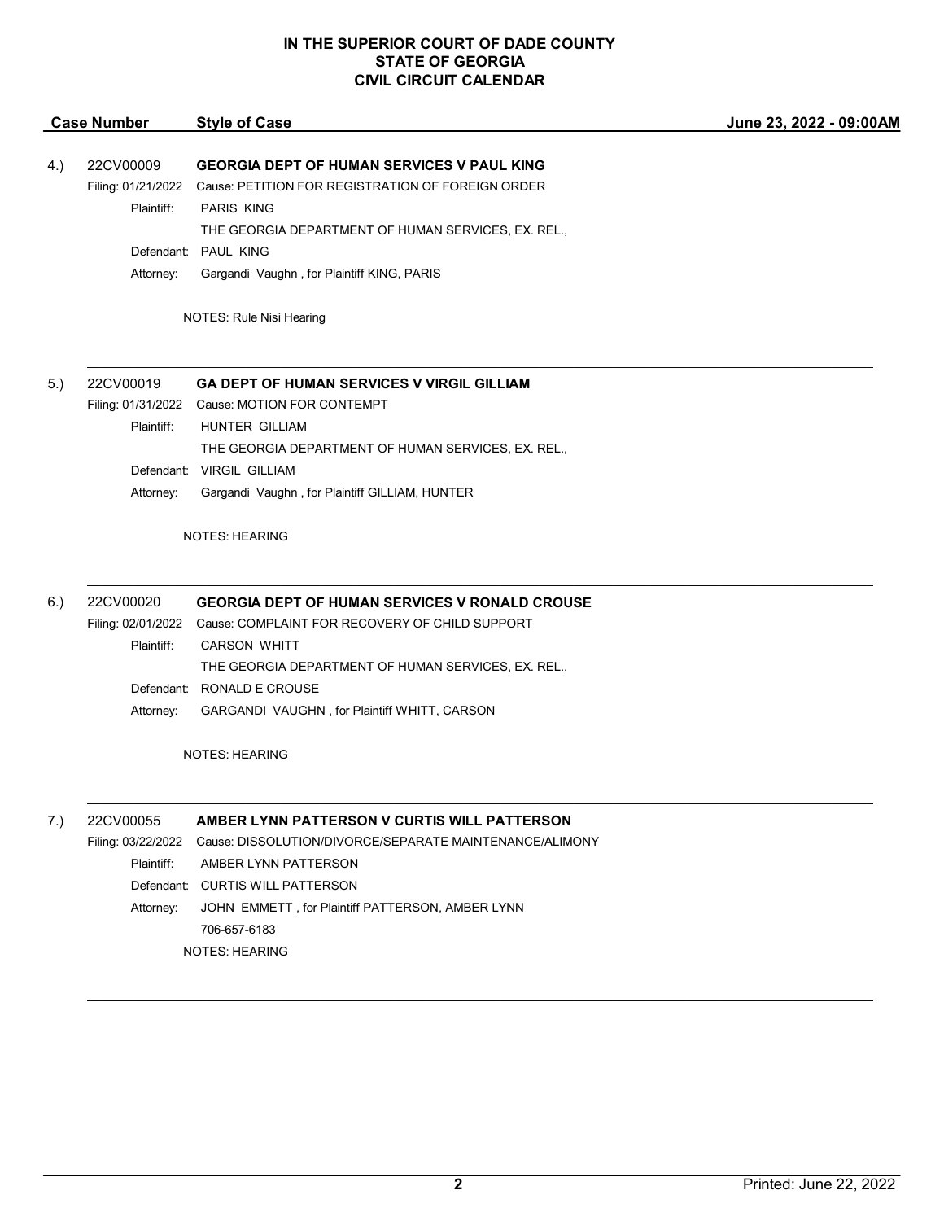**IN THE SUPERIOR COURT OF DADE COUNTY**
**STATE OF GEORGIA**
**CIVIL CIRCUIT CALENDAR**

| Case Number | Style of Case | June 23, 2022 - 09:00AM |
|---|---|---|

4.) 22CV00009 **GEORGIA DEPT OF HUMAN SERVICES V PAUL KING**

Filing: 01/21/2022 Cause: PETITION FOR REGISTRATION OF FOREIGN ORDER

Plaintiff: PARIS KING
THE GEORGIA DEPARTMENT OF HUMAN SERVICES, EX. REL.,

Defendant: PAUL KING

Attorney: Gargandi Vaughn , for Plaintiff KING, PARIS

NOTES: Rule Nisi Hearing

---

5.) 22CV00019 **GA DEPT OF HUMAN SERVICES V VIRGIL GILLIAM**

Filing: 01/31/2022 Cause: MOTION FOR CONTEMPT

Plaintiff: HUNTER GILLIAM
THE GEORGIA DEPARTMENT OF HUMAN SERVICES, EX. REL.,

Defendant: VIRGIL GILLIAM

Attorney: Gargandi Vaughn , for Plaintiff GILLIAM, HUNTER

NOTES: HEARING

---

6.) 22CV00020 **GEORGIA DEPT OF HUMAN SERVICES V RONALD CROUSE**

Filing: 02/01/2022 Cause: COMPLAINT FOR RECOVERY OF CHILD SUPPORT

Plaintiff: CARSON WHITT
THE GEORGIA DEPARTMENT OF HUMAN SERVICES, EX. REL.,

Defendant: RONALD E CROUSE

Attorney: GARGANDI VAUGHN , for Plaintiff WHITT, CARSON

NOTES: HEARING

---

7.) 22CV00055 **AMBER LYNN PATTERSON V CURTIS WILL PATTERSON**

Filing: 03/22/2022 Cause: DISSOLUTION/DIVORCE/SEPARATE MAINTENANCE/ALIMONY

Plaintiff: AMBER LYNN PATTERSON

Defendant: CURTIS WILL PATTERSON

Attorney: JOHN EMMETT , for Plaintiff PATTERSON, AMBER LYNN
706-657-6183

NOTES: HEARING

---

Printed: June 22, 2022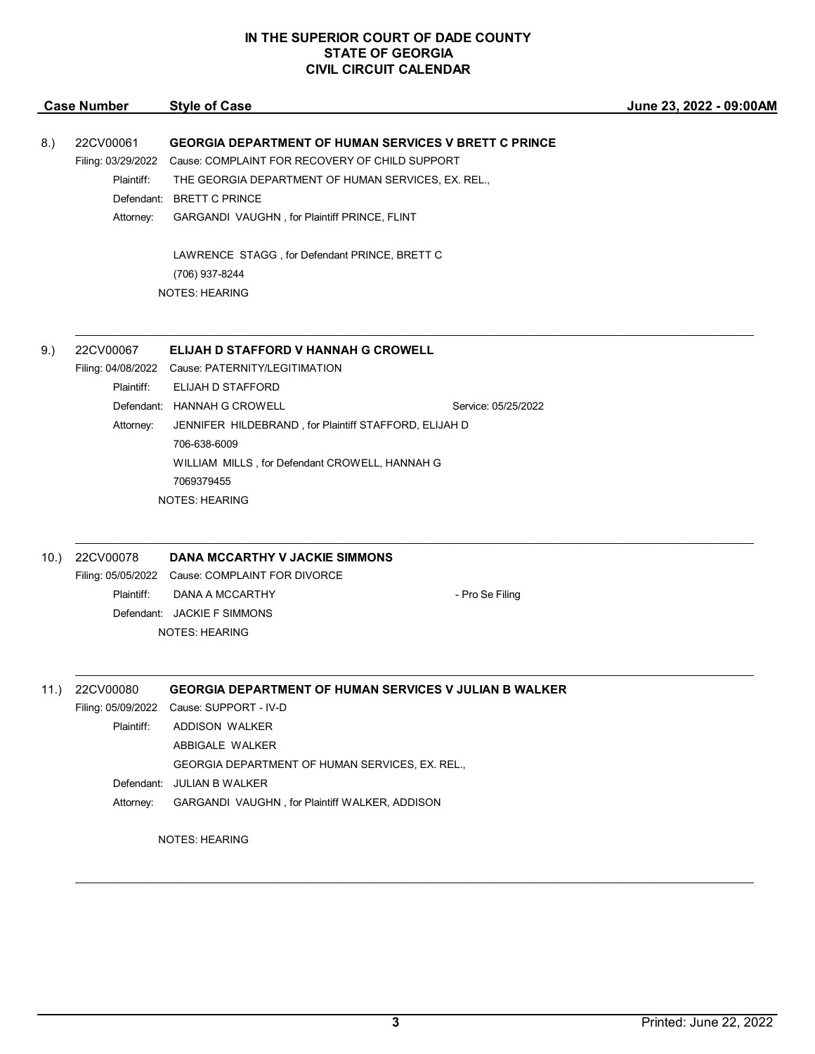**IN THE SUPERIOR COURT OF DADE COUNTY**
**STATE OF GEORGIA**
**CIVIL CIRCUIT CALENDAR**

| Case Number | Style of Case | June 23, 2022 - 09:00AM |
|---|---|---|

**8.) 22CV00061 — GEORGIA DEPARTMENT OF HUMAN SERVICES V BRETT C PRINCE**

Filing: 03/29/2022 Cause: COMPLAINT FOR RECOVERY OF CHILD SUPPORT

Plaintiff: THE GEORGIA DEPARTMENT OF HUMAN SERVICES, EX. REL.,

Defendant: BRETT C PRINCE

Attorney: GARGANDI VAUGHN , for Plaintiff PRINCE, FLINT

LAWRENCE STAGG , for Defendant PRINCE, BRETT C
(706) 937-8244

NOTES: HEARING

---

**9.) 22CV00067 — ELIJAH D STAFFORD V HANNAH G CROWELL**

Filing: 04/08/2022 Cause: PATERNITY/LEGITIMATION

Plaintiff: ELIJAH D STAFFORD

Defendant: HANNAH G CROWELL — Service: 05/25/2022

Attorney: JENNIFER HILDEBRAND , for Plaintiff STAFFORD, ELIJAH D
706-638-6009
WILLIAM MILLS , for Defendant CROWELL, HANNAH G
7069379455

NOTES: HEARING

---

**10.) 22CV00078 — DANA MCCARTHY V JACKIE SIMMONS**

Filing: 05/05/2022 Cause: COMPLAINT FOR DIVORCE

Plaintiff: DANA A MCCARTHY — - Pro Se Filing

Defendant: JACKIE F SIMMONS

NOTES: HEARING

---

**11.) 22CV00080 — GEORGIA DEPARTMENT OF HUMAN SERVICES V JULIAN B WALKER**

Filing: 05/09/2022 Cause: SUPPORT - IV-D

Plaintiff: ADDISON WALKER
ABBIGALE WALKER
GEORGIA DEPARTMENT OF HUMAN SERVICES, EX. REL.,

Defendant: JULIAN B WALKER

Attorney: GARGANDI VAUGHN , for Plaintiff WALKER, ADDISON

NOTES: HEARING

---

Printed: June 22, 2022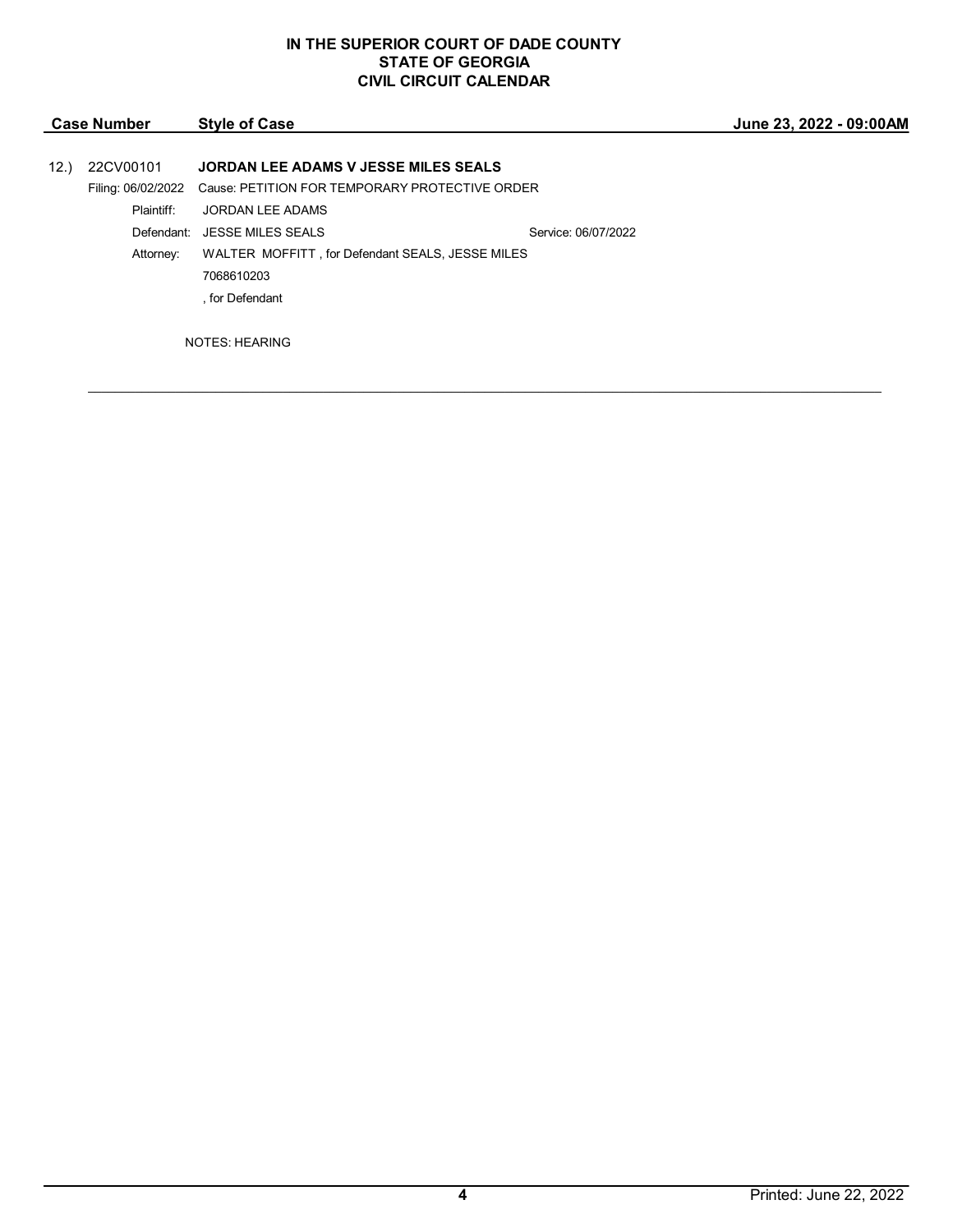**IN THE SUPERIOR COURT OF DADE COUNTY**
**STATE OF GEORGIA**
**CIVIL CIRCUIT CALENDAR**

| Case Number | Style of Case | June 23, 2022 - 09:00AM |
|---|---|---|

12.) 22CV00101 **JORDAN LEE ADAMS V JESSE MILES SEALS**

Filing: 06/02/2022 Cause: PETITION FOR TEMPORARY PROTECTIVE ORDER

Plaintiff: JORDAN LEE ADAMS

Defendant: JESSE MILES SEALS Service: 06/07/2022

Attorney: WALTER MOFFITT , for Defendant SEALS, JESSE MILES

7068610203

, for Defendant

NOTES: HEARING

Printed: June 22, 2022